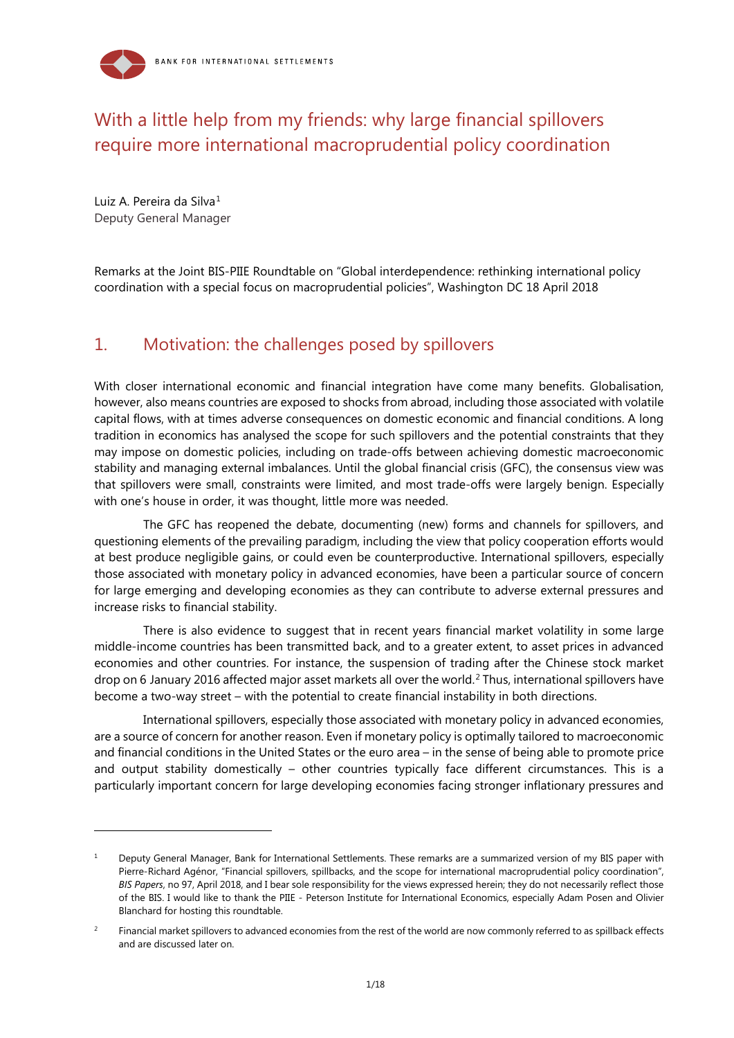# With a little help from my friends: why large financial spillovers require more international macroprudential policy coordination

Luiz A. Pereira da Silva[1]
Deputy General Manager

Remarks at the Joint BIS-PIIE Roundtable on "Global interdependence: rethinking international policy coordination with a special focus on macroprudential policies", Washington DC 18 April 2018

## 1. Motivation: the challenges posed by spillovers

With closer international economic and financial integration have come many benefits. Globalisation, however, also means countries are exposed to shocks from abroad, including those associated with volatile capital flows, with at times adverse consequences on domestic economic and financial conditions. A long tradition in economics has analysed the scope for such spillovers and the potential constraints that they may impose on domestic policies, including on trade-offs between achieving domestic macroeconomic stability and managing external imbalances. Until the global financial crisis (GFC), the consensus view was that spillovers were small, constraints were limited, and most trade-offs were largely benign. Especially with one's house in order, it was thought, little more was needed.

The GFC has reopened the debate, documenting (new) forms and channels for spillovers, and questioning elements of the prevailing paradigm, including the view that policy cooperation efforts would at best produce negligible gains, or could even be counterproductive. International spillovers, especially those associated with monetary policy in advanced economies, have been a particular source of concern for large emerging and developing economies as they can contribute to adverse external pressures and increase risks to financial stability.

There is also evidence to suggest that in recent years financial market volatility in some large middle-income countries has been transmitted back, and to a greater extent, to asset prices in advanced economies and other countries. For instance, the suspension of trading after the Chinese stock market drop on 6 January 2016 affected major asset markets all over the world.[2] Thus, international spillovers have become a two-way street – with the potential to create financial instability in both directions.

International spillovers, especially those associated with monetary policy in advanced economies, are a source of concern for another reason. Even if monetary policy is optimally tailored to macroeconomic and financial conditions in the United States or the euro area – in the sense of being able to promote price and output stability domestically – other countries typically face different circumstances. This is a particularly important concern for large developing economies facing stronger inflationary pressures and

---

[1] Deputy General Manager, Bank for International Settlements. These remarks are a summarized version of my BIS paper with Pierre-Richard Agénor, "Financial spillovers, spillbacks, and the scope for international macroprudential policy coordination", *BIS Papers*, no 97, April 2018, and I bear sole responsibility for the views expressed herein; they do not necessarily reflect those of the BIS. I would like to thank the PIIE - Peterson Institute for International Economics, especially Adam Posen and Olivier Blanchard for hosting this roundtable.

[2] Financial market spillovers to advanced economies from the rest of the world are now commonly referred to as spillback effects and are discussed later on.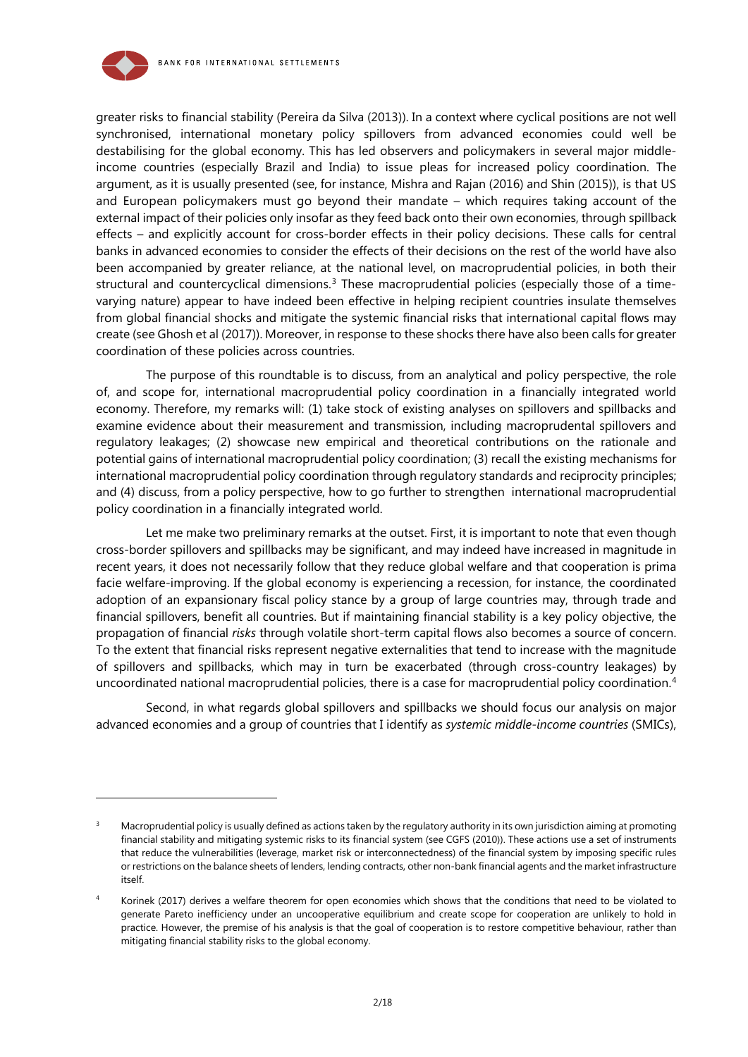greater risks to financial stability (Pereira da Silva (2013)). In a context where cyclical positions are not well synchronised, international monetary policy spillovers from advanced economies could well be destabilising for the global economy. This has led observers and policymakers in several major middle-income countries (especially Brazil and India) to issue pleas for increased policy coordination. The argument, as it is usually presented (see, for instance, Mishra and Rajan (2016) and Shin (2015)), is that US and European policymakers must go beyond their mandate – which requires taking account of the external impact of their policies only insofar as they feed back onto their own economies, through spillback effects – and explicitly account for cross-border effects in their policy decisions. These calls for central banks in advanced economies to consider the effects of their decisions on the rest of the world have also been accompanied by greater reliance, at the national level, on macroprudential policies, in both their structural and countercyclical dimensions.[3] These macroprudential policies (especially those of a time-varying nature) appear to have indeed been effective in helping recipient countries insulate themselves from global financial shocks and mitigate the systemic financial risks that international capital flows may create (see Ghosh et al (2017)). Moreover, in response to these shocks there have also been calls for greater coordination of these policies across countries.

The purpose of this roundtable is to discuss, from an analytical and policy perspective, the role of, and scope for, international macroprudential policy coordination in a financially integrated world economy. Therefore, my remarks will: (1) take stock of existing analyses on spillovers and spillbacks and examine evidence about their measurement and transmission, including macroprudential spillovers and regulatory leakages; (2) showcase new empirical and theoretical contributions on the rationale and potential gains of international macroprudential policy coordination; (3) recall the existing mechanisms for international macroprudential policy coordination through regulatory standards and reciprocity principles; and (4) discuss, from a policy perspective, how to go further to strengthen international macroprudential policy coordination in a financially integrated world.

Let me make two preliminary remarks at the outset. First, it is important to note that even though cross-border spillovers and spillbacks may be significant, and may indeed have increased in magnitude in recent years, it does not necessarily follow that they reduce global welfare and that cooperation is prima facie welfare-improving. If the global economy is experiencing a recession, for instance, the coordinated adoption of an expansionary fiscal policy stance by a group of large countries may, through trade and financial spillovers, benefit all countries. But if maintaining financial stability is a key policy objective, the propagation of financial *risks* through volatile short-term capital flows also becomes a source of concern. To the extent that financial risks represent negative externalities that tend to increase with the magnitude of spillovers and spillbacks, which may in turn be exacerbated (through cross-country leakages) by uncoordinated national macroprudential policies, there is a case for macroprudential policy coordination.[4]

Second, in what regards global spillovers and spillbacks we should focus our analysis on major advanced economies and a group of countries that I identify as *systemic middle-income countries* (SMICs),

---

[3] Macroprudential policy is usually defined as actions taken by the regulatory authority in its own jurisdiction aiming at promoting financial stability and mitigating systemic risks to its financial system (see CGFS (2010)). These actions use a set of instruments that reduce the vulnerabilities (leverage, market risk or interconnectedness) of the financial system by imposing specific rules or restrictions on the balance sheets of lenders, lending contracts, other non-bank financial agents and the market infrastructure itself.

[4] Korinek (2017) derives a welfare theorem for open economies which shows that the conditions that need to be violated to generate Pareto inefficiency under an uncooperative equilibrium and create scope for cooperation are unlikely to hold in practice. However, the premise of his analysis is that the goal of cooperation is to restore competitive behaviour, rather than mitigating financial stability risks to the global economy.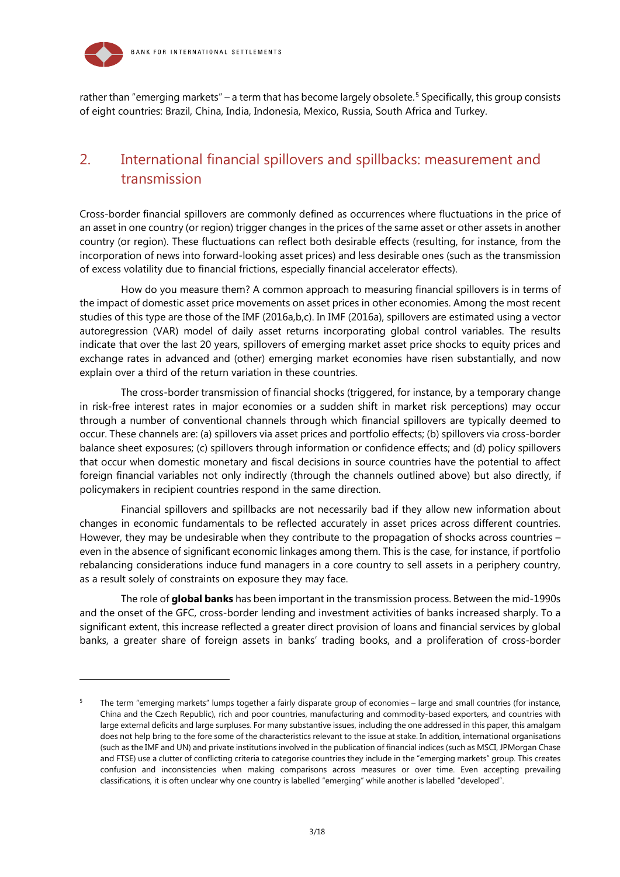rather than "emerging markets" – a term that has become largely obsolete.[5] Specifically, this group consists of eight countries: Brazil, China, India, Indonesia, Mexico, Russia, South Africa and Turkey.

## 2. International financial spillovers and spillbacks: measurement and transmission

Cross-border financial spillovers are commonly defined as occurrences where fluctuations in the price of an asset in one country (or region) trigger changes in the prices of the same asset or other assets in another country (or region). These fluctuations can reflect both desirable effects (resulting, for instance, from the incorporation of news into forward-looking asset prices) and less desirable ones (such as the transmission of excess volatility due to financial frictions, especially financial accelerator effects).

How do you measure them? A common approach to measuring financial spillovers is in terms of the impact of domestic asset price movements on asset prices in other economies. Among the most recent studies of this type are those of the IMF (2016a,b,c). In IMF (2016a), spillovers are estimated using a vector autoregression (VAR) model of daily asset returns incorporating global control variables. The results indicate that over the last 20 years, spillovers of emerging market asset price shocks to equity prices and exchange rates in advanced and (other) emerging market economies have risen substantially, and now explain over a third of the return variation in these countries.

The cross-border transmission of financial shocks (triggered, for instance, by a temporary change in risk-free interest rates in major economies or a sudden shift in market risk perceptions) may occur through a number of conventional channels through which financial spillovers are typically deemed to occur. These channels are: (a) spillovers via asset prices and portfolio effects; (b) spillovers via cross-border balance sheet exposures; (c) spillovers through information or confidence effects; and (d) policy spillovers that occur when domestic monetary and fiscal decisions in source countries have the potential to affect foreign financial variables not only indirectly (through the channels outlined above) but also directly, if policymakers in recipient countries respond in the same direction.

Financial spillovers and spillbacks are not necessarily bad if they allow new information about changes in economic fundamentals to be reflected accurately in asset prices across different countries. However, they may be undesirable when they contribute to the propagation of shocks across countries – even in the absence of significant economic linkages among them. This is the case, for instance, if portfolio rebalancing considerations induce fund managers in a core country to sell assets in a periphery country, as a result solely of constraints on exposure they may face.

The role of **global banks** has been important in the transmission process. Between the mid-1990s and the onset of the GFC, cross-border lending and investment activities of banks increased sharply. To a significant extent, this increase reflected a greater direct provision of loans and financial services by global banks, a greater share of foreign assets in banks' trading books, and a proliferation of cross-border

---

[5] The term "emerging markets" lumps together a fairly disparate group of economies – large and small countries (for instance, China and the Czech Republic), rich and poor countries, manufacturing and commodity-based exporters, and countries with large external deficits and large surpluses. For many substantive issues, including the one addressed in this paper, this amalgam does not help bring to the fore some of the characteristics relevant to the issue at stake. In addition, international organisations (such as the IMF and UN) and private institutions involved in the publication of financial indices (such as MSCI, JPMorgan Chase and FTSE) use a clutter of conflicting criteria to categorise countries they include in the "emerging markets" group. This creates confusion and inconsistencies when making comparisons across measures or over time. Even accepting prevailing classifications, it is often unclear why one country is labelled "emerging" while another is labelled "developed".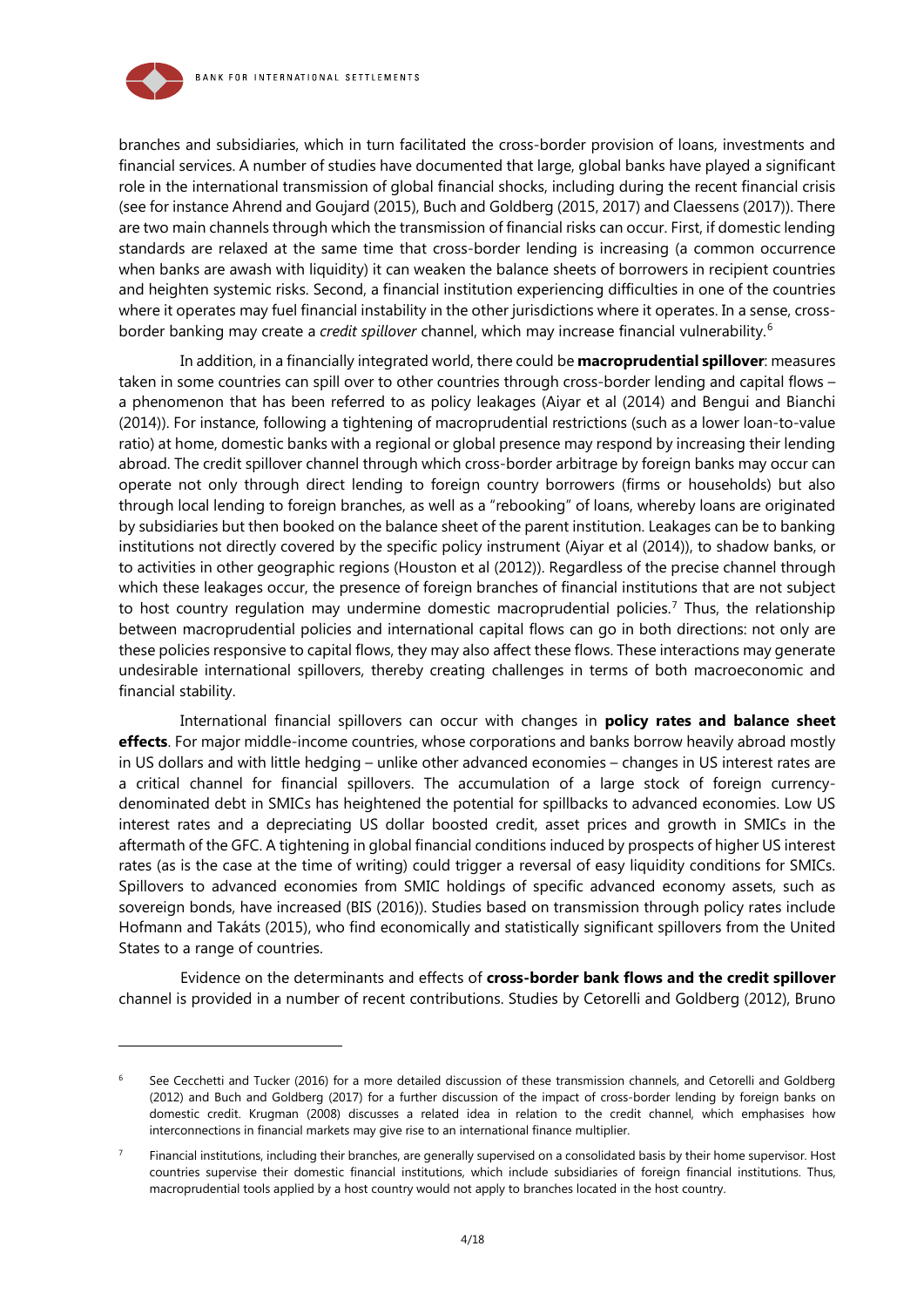branches and subsidiaries, which in turn facilitated the cross-border provision of loans, investments and financial services. A number of studies have documented that large, global banks have played a significant role in the international transmission of global financial shocks, including during the recent financial crisis (see for instance Ahrend and Goujard (2015), Buch and Goldberg (2015, 2017) and Claessens (2017)). There are two main channels through which the transmission of financial risks can occur. First, if domestic lending standards are relaxed at the same time that cross-border lending is increasing (a common occurrence when banks are awash with liquidity) it can weaken the balance sheets of borrowers in recipient countries and heighten systemic risks. Second, a financial institution experiencing difficulties in one of the countries where it operates may fuel financial instability in the other jurisdictions where it operates. In a sense, cross-border banking may create a *credit spillover* channel, which may increase financial vulnerability.[6]

In addition, in a financially integrated world, there could be **macroprudential spillover**: measures taken in some countries can spill over to other countries through cross-border lending and capital flows – a phenomenon that has been referred to as policy leakages (Aiyar et al (2014) and Bengui and Bianchi (2014)). For instance, following a tightening of macroprudential restrictions (such as a lower loan-to-value ratio) at home, domestic banks with a regional or global presence may respond by increasing their lending abroad. The credit spillover channel through which cross-border arbitrage by foreign banks may occur can operate not only through direct lending to foreign country borrowers (firms or households) but also through local lending to foreign branches, as well as a "rebooking" of loans, whereby loans are originated by subsidiaries but then booked on the balance sheet of the parent institution. Leakages can be to banking institutions not directly covered by the specific policy instrument (Aiyar et al (2014)), to shadow banks, or to activities in other geographic regions (Houston et al (2012)). Regardless of the precise channel through which these leakages occur, the presence of foreign branches of financial institutions that are not subject to host country regulation may undermine domestic macroprudential policies.[7] Thus, the relationship between macroprudential policies and international capital flows can go in both directions: not only are these policies responsive to capital flows, they may also affect these flows. These interactions may generate undesirable international spillovers, thereby creating challenges in terms of both macroeconomic and financial stability.

International financial spillovers can occur with changes in **policy rates and balance sheet effects**. For major middle-income countries, whose corporations and banks borrow heavily abroad mostly in US dollars and with little hedging – unlike other advanced economies – changes in US interest rates are a critical channel for financial spillovers. The accumulation of a large stock of foreign currency-denominated debt in SMICs has heightened the potential for spillbacks to advanced economies. Low US interest rates and a depreciating US dollar boosted credit, asset prices and growth in SMICs in the aftermath of the GFC. A tightening in global financial conditions induced by prospects of higher US interest rates (as is the case at the time of writing) could trigger a reversal of easy liquidity conditions for SMICs. Spillovers to advanced economies from SMIC holdings of specific advanced economy assets, such as sovereign bonds, have increased (BIS (2016)). Studies based on transmission through policy rates include Hofmann and Takáts (2015), who find economically and statistically significant spillovers from the United States to a range of countries.

Evidence on the determinants and effects of **cross-border bank flows and the credit spillover** channel is provided in a number of recent contributions. Studies by Cetorelli and Goldberg (2012), Bruno

---

[6] See Cecchetti and Tucker (2016) for a more detailed discussion of these transmission channels, and Cetorelli and Goldberg (2012) and Buch and Goldberg (2017) for a further discussion of the impact of cross-border lending by foreign banks on domestic credit. Krugman (2008) discusses a related idea in relation to the credit channel, which emphasises how interconnections in financial markets may give rise to an international finance multiplier.

[7] Financial institutions, including their branches, are generally supervised on a consolidated basis by their home supervisor. Host countries supervise their domestic financial institutions, which include subsidiaries of foreign financial institutions. Thus, macroprudential tools applied by a host country would not apply to branches located in the host country.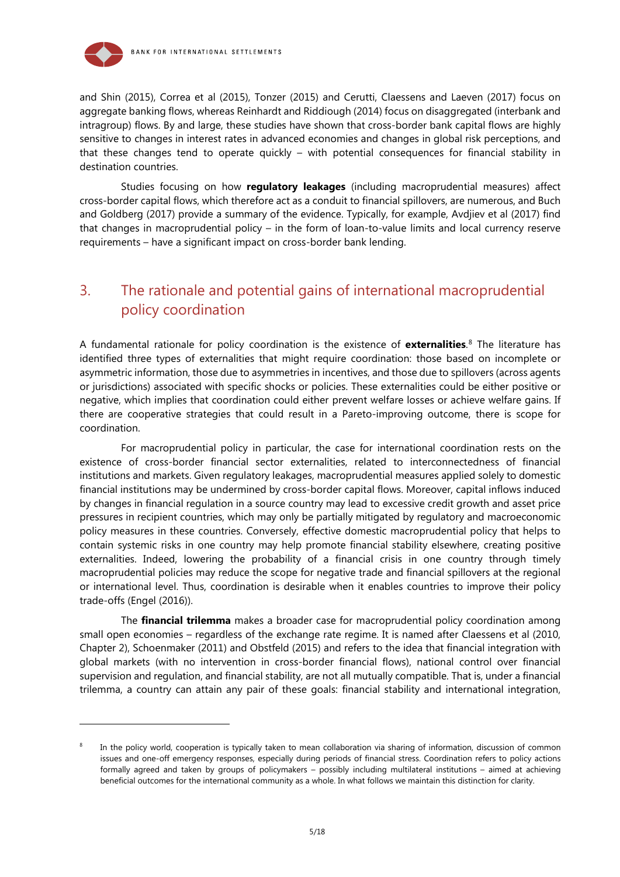and Shin (2015), Correa et al (2015), Tonzer (2015) and Cerutti, Claessens and Laeven (2017) focus on aggregate banking flows, whereas Reinhardt and Riddiough (2014) focus on disaggregated (interbank and intragroup) flows. By and large, these studies have shown that cross-border bank capital flows are highly sensitive to changes in interest rates in advanced economies and changes in global risk perceptions, and that these changes tend to operate quickly – with potential consequences for financial stability in destination countries.

Studies focusing on how **regulatory leakages** (including macroprudential measures) affect cross-border capital flows, which therefore act as a conduit to financial spillovers, are numerous, and Buch and Goldberg (2017) provide a summary of the evidence. Typically, for example, Avdjiev et al (2017) find that changes in macroprudential policy – in the form of loan-to-value limits and local currency reserve requirements – have a significant impact on cross-border bank lending.

## 3. The rationale and potential gains of international macroprudential policy coordination

A fundamental rationale for policy coordination is the existence of **externalities**.[8] The literature has identified three types of externalities that might require coordination: those based on incomplete or asymmetric information, those due to asymmetries in incentives, and those due to spillovers (across agents or jurisdictions) associated with specific shocks or policies. These externalities could be either positive or negative, which implies that coordination could either prevent welfare losses or achieve welfare gains. If there are cooperative strategies that could result in a Pareto-improving outcome, there is scope for coordination.

For macroprudential policy in particular, the case for international coordination rests on the existence of cross-border financial sector externalities, related to interconnectedness of financial institutions and markets. Given regulatory leakages, macroprudential measures applied solely to domestic financial institutions may be undermined by cross-border capital flows. Moreover, capital inflows induced by changes in financial regulation in a source country may lead to excessive credit growth and asset price pressures in recipient countries, which may only be partially mitigated by regulatory and macroeconomic policy measures in these countries. Conversely, effective domestic macroprudential policy that helps to contain systemic risks in one country may help promote financial stability elsewhere, creating positive externalities. Indeed, lowering the probability of a financial crisis in one country through timely macroprudential policies may reduce the scope for negative trade and financial spillovers at the regional or international level. Thus, coordination is desirable when it enables countries to improve their policy trade-offs (Engel (2016)).

The **financial trilemma** makes a broader case for macroprudential policy coordination among small open economies – regardless of the exchange rate regime. It is named after Claessens et al (2010, Chapter 2), Schoenmaker (2011) and Obstfeld (2015) and refers to the idea that financial integration with global markets (with no intervention in cross-border financial flows), national control over financial supervision and regulation, and financial stability, are not all mutually compatible. That is, under a financial trilemma, a country can attain any pair of these goals: financial stability and international integration,

---

[8] In the policy world, cooperation is typically taken to mean collaboration via sharing of information, discussion of common issues and one-off emergency responses, especially during periods of financial stress. Coordination refers to policy actions formally agreed and taken by groups of policymakers – possibly including multilateral institutions – aimed at achieving beneficial outcomes for the international community as a whole. In what follows we maintain this distinction for clarity.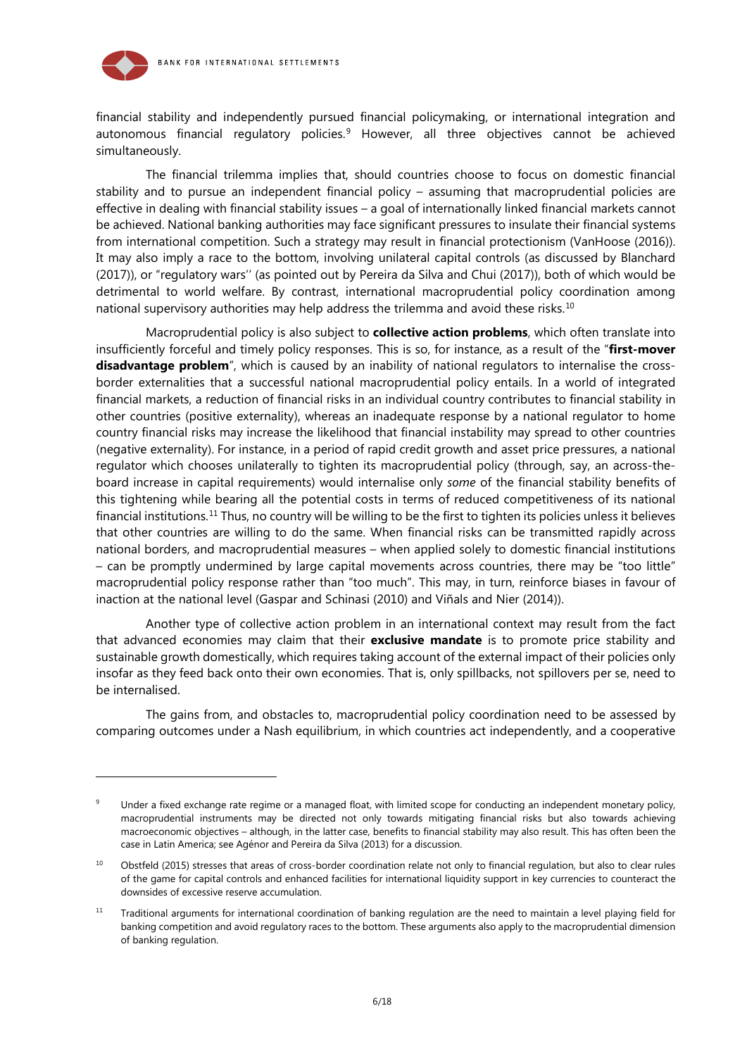financial stability and independently pursued financial policymaking, or international integration and autonomous financial regulatory policies.[9] However, all three objectives cannot be achieved simultaneously.

The financial trilemma implies that, should countries choose to focus on domestic financial stability and to pursue an independent financial policy – assuming that macroprudential policies are effective in dealing with financial stability issues – a goal of internationally linked financial markets cannot be achieved. National banking authorities may face significant pressures to insulate their financial systems from international competition. Such a strategy may result in financial protectionism (VanHoose (2016)). It may also imply a race to the bottom, involving unilateral capital controls (as discussed by Blanchard (2017)), or "regulatory wars'' (as pointed out by Pereira da Silva and Chui (2017)), both of which would be detrimental to world welfare. By contrast, international macroprudential policy coordination among national supervisory authorities may help address the trilemma and avoid these risks.[10]

Macroprudential policy is also subject to **collective action problems**, which often translate into insufficiently forceful and timely policy responses. This is so, for instance, as a result of the "**first-mover disadvantage problem**", which is caused by an inability of national regulators to internalise the cross-border externalities that a successful national macroprudential policy entails. In a world of integrated financial markets, a reduction of financial risks in an individual country contributes to financial stability in other countries (positive externality), whereas an inadequate response by a national regulator to home country financial risks may increase the likelihood that financial instability may spread to other countries (negative externality). For instance, in a period of rapid credit growth and asset price pressures, a national regulator which chooses unilaterally to tighten its macroprudential policy (through, say, an across-the-board increase in capital requirements) would internalise only *some* of the financial stability benefits of this tightening while bearing all the potential costs in terms of reduced competitiveness of its national financial institutions.[11] Thus, no country will be willing to be the first to tighten its policies unless it believes that other countries are willing to do the same. When financial risks can be transmitted rapidly across national borders, and macroprudential measures – when applied solely to domestic financial institutions – can be promptly undermined by large capital movements across countries, there may be "too little" macroprudential policy response rather than "too much". This may, in turn, reinforce biases in favour of inaction at the national level (Gaspar and Schinasi (2010) and Viñals and Nier (2014)).

Another type of collective action problem in an international context may result from the fact that advanced economies may claim that their **exclusive mandate** is to promote price stability and sustainable growth domestically, which requires taking account of the external impact of their policies only insofar as they feed back onto their own economies. That is, only spillbacks, not spillovers per se, need to be internalised.

The gains from, and obstacles to, macroprudential policy coordination need to be assessed by comparing outcomes under a Nash equilibrium, in which countries act independently, and a cooperative

---

[9] Under a fixed exchange rate regime or a managed float, with limited scope for conducting an independent monetary policy, macroprudential instruments may be directed not only towards mitigating financial risks but also towards achieving macroeconomic objectives – although, in the latter case, benefits to financial stability may also result. This has often been the case in Latin America; see Agénor and Pereira da Silva (2013) for a discussion.

[10] Obstfeld (2015) stresses that areas of cross-border coordination relate not only to financial regulation, but also to clear rules of the game for capital controls and enhanced facilities for international liquidity support in key currencies to counteract the downsides of excessive reserve accumulation.

[11] Traditional arguments for international coordination of banking regulation are the need to maintain a level playing field for banking competition and avoid regulatory races to the bottom. These arguments also apply to the macroprudential dimension of banking regulation.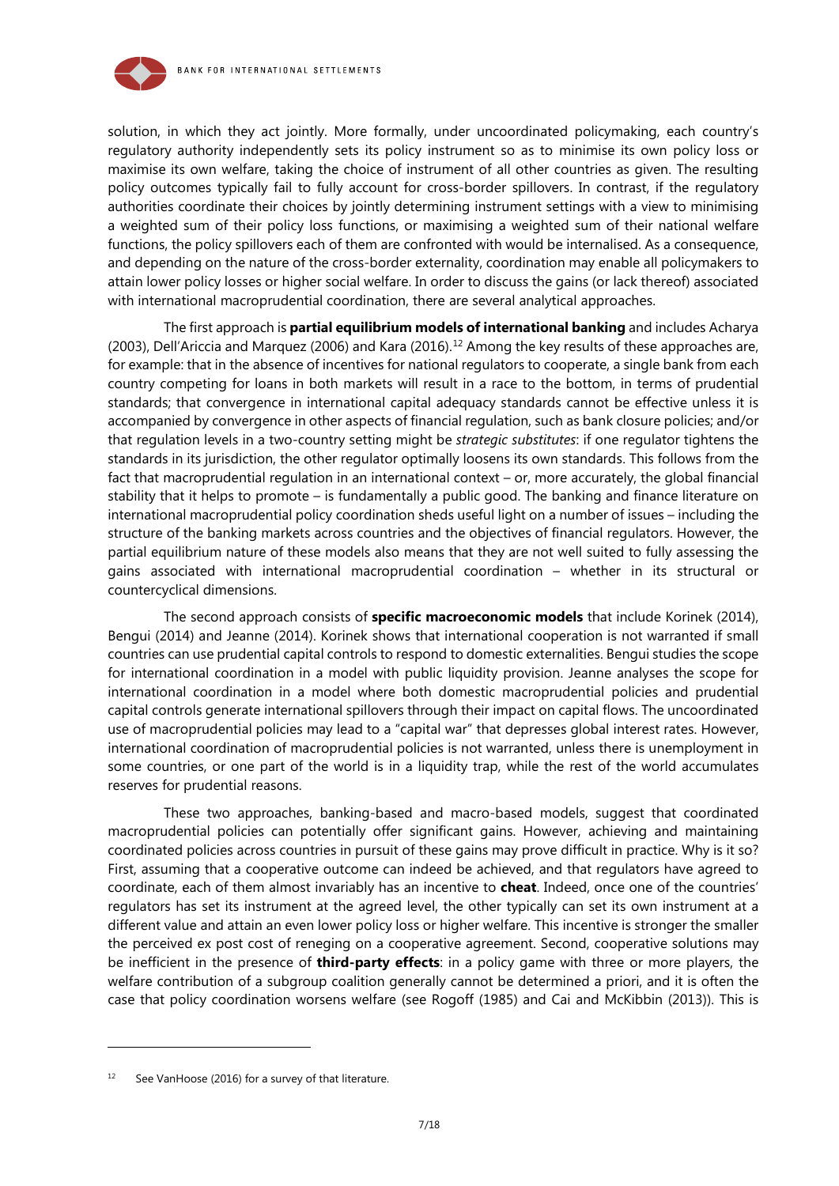solution, in which they act jointly. More formally, under uncoordinated policymaking, each country's regulatory authority independently sets its policy instrument so as to minimise its own policy loss or maximise its own welfare, taking the choice of instrument of all other countries as given. The resulting policy outcomes typically fail to fully account for cross-border spillovers. In contrast, if the regulatory authorities coordinate their choices by jointly determining instrument settings with a view to minimising a weighted sum of their policy loss functions, or maximising a weighted sum of their national welfare functions, the policy spillovers each of them are confronted with would be internalised. As a consequence, and depending on the nature of the cross-border externality, coordination may enable all policymakers to attain lower policy losses or higher social welfare. In order to discuss the gains (or lack thereof) associated with international macroprudential coordination, there are several analytical approaches.

The first approach is **partial equilibrium models of international banking** and includes Acharya (2003), Dell'Ariccia and Marquez (2006) and Kara (2016).[12] Among the key results of these approaches are, for example: that in the absence of incentives for national regulators to cooperate, a single bank from each country competing for loans in both markets will result in a race to the bottom, in terms of prudential standards; that convergence in international capital adequacy standards cannot be effective unless it is accompanied by convergence in other aspects of financial regulation, such as bank closure policies; and/or that regulation levels in a two-country setting might be *strategic substitutes*: if one regulator tightens the standards in its jurisdiction, the other regulator optimally loosens its own standards. This follows from the fact that macroprudential regulation in an international context – or, more accurately, the global financial stability that it helps to promote – is fundamentally a public good. The banking and finance literature on international macroprudential policy coordination sheds useful light on a number of issues – including the structure of the banking markets across countries and the objectives of financial regulators. However, the partial equilibrium nature of these models also means that they are not well suited to fully assessing the gains associated with international macroprudential coordination – whether in its structural or countercyclical dimensions.

The second approach consists of **specific macroeconomic models** that include Korinek (2014), Bengui (2014) and Jeanne (2014). Korinek shows that international cooperation is not warranted if small countries can use prudential capital controls to respond to domestic externalities. Bengui studies the scope for international coordination in a model with public liquidity provision. Jeanne analyses the scope for international coordination in a model where both domestic macroprudential policies and prudential capital controls generate international spillovers through their impact on capital flows. The uncoordinated use of macroprudential policies may lead to a "capital war" that depresses global interest rates. However, international coordination of macroprudential policies is not warranted, unless there is unemployment in some countries, or one part of the world is in a liquidity trap, while the rest of the world accumulates reserves for prudential reasons.

These two approaches, banking-based and macro-based models, suggest that coordinated macroprudential policies can potentially offer significant gains. However, achieving and maintaining coordinated policies across countries in pursuit of these gains may prove difficult in practice. Why is it so? First, assuming that a cooperative outcome can indeed be achieved, and that regulators have agreed to coordinate, each of them almost invariably has an incentive to **cheat**. Indeed, once one of the countries' regulators has set its instrument at the agreed level, the other typically can set its own instrument at a different value and attain an even lower policy loss or higher welfare. This incentive is stronger the smaller the perceived ex post cost of reneging on a cooperative agreement. Second, cooperative solutions may be inefficient in the presence of **third-party effects**: in a policy game with three or more players, the welfare contribution of a subgroup coalition generally cannot be determined a priori, and it is often the case that policy coordination worsens welfare (see Rogoff (1985) and Cai and McKibbin (2013)). This is

[12] See VanHoose (2016) for a survey of that literature.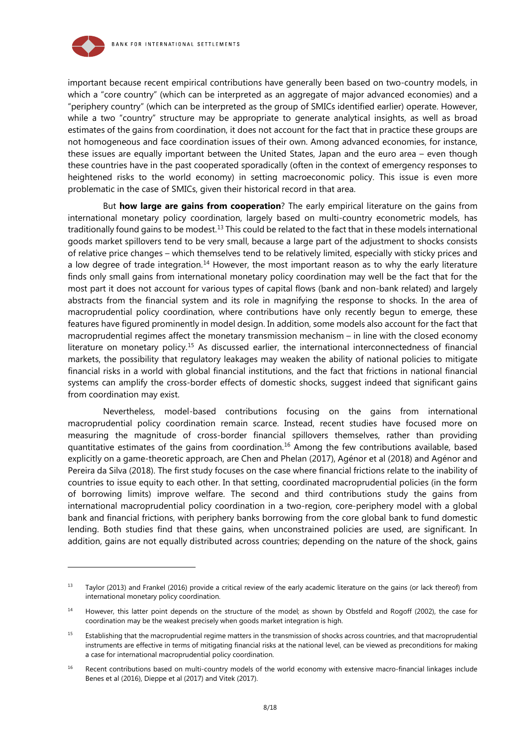important because recent empirical contributions have generally been based on two-country models, in which a "core country" (which can be interpreted as an aggregate of major advanced economies) and a "periphery country" (which can be interpreted as the group of SMICs identified earlier) operate. However, while a two "country" structure may be appropriate to generate analytical insights, as well as broad estimates of the gains from coordination, it does not account for the fact that in practice these groups are not homogeneous and face coordination issues of their own. Among advanced economies, for instance, these issues are equally important between the United States, Japan and the euro area – even though these countries have in the past cooperated sporadically (often in the context of emergency responses to heightened risks to the world economy) in setting macroeconomic policy. This issue is even more problematic in the case of SMICs, given their historical record in that area.

But **how large are gains from cooperation**? The early empirical literature on the gains from international monetary policy coordination, largely based on multi-country econometric models, has traditionally found gains to be modest.[13] This could be related to the fact that in these models international goods market spillovers tend to be very small, because a large part of the adjustment to shocks consists of relative price changes – which themselves tend to be relatively limited, especially with sticky prices and a low degree of trade integration.[14] However, the most important reason as to why the early literature finds only small gains from international monetary policy coordination may well be the fact that for the most part it does not account for various types of capital flows (bank and non-bank related) and largely abstracts from the financial system and its role in magnifying the response to shocks. In the area of macroprudential policy coordination, where contributions have only recently begun to emerge, these features have figured prominently in model design. In addition, some models also account for the fact that macroprudential regimes affect the monetary transmission mechanism – in line with the closed economy literature on monetary policy.[15] As discussed earlier, the international interconnectedness of financial markets, the possibility that regulatory leakages may weaken the ability of national policies to mitigate financial risks in a world with global financial institutions, and the fact that frictions in national financial systems can amplify the cross-border effects of domestic shocks, suggest indeed that significant gains from coordination may exist.

Nevertheless, model-based contributions focusing on the gains from international macroprudential policy coordination remain scarce. Instead, recent studies have focused more on measuring the magnitude of cross-border financial spillovers themselves, rather than providing quantitative estimates of the gains from coordination.[16] Among the few contributions available, based explicitly on a game-theoretic approach, are Chen and Phelan (2017), Agénor et al (2018) and Agénor and Pereira da Silva (2018). The first study focuses on the case where financial frictions relate to the inability of countries to issue equity to each other. In that setting, coordinated macroprudential policies (in the form of borrowing limits) improve welfare. The second and third contributions study the gains from international macroprudential policy coordination in a two-region, core-periphery model with a global bank and financial frictions, with periphery banks borrowing from the core global bank to fund domestic lending. Both studies find that these gains, when unconstrained policies are used, are significant. In addition, gains are not equally distributed across countries; depending on the nature of the shock, gains

---

[13] Taylor (2013) and Frankel (2016) provide a critical review of the early academic literature on the gains (or lack thereof) from international monetary policy coordination.

[14] However, this latter point depends on the structure of the model; as shown by Obstfeld and Rogoff (2002), the case for coordination may be the weakest precisely when goods market integration is high.

[15] Establishing that the macroprudential regime matters in the transmission of shocks across countries, and that macroprudential instruments are effective in terms of mitigating financial risks at the national level, can be viewed as preconditions for making a case for international macroprudential policy coordination.

[16] Recent contributions based on multi-country models of the world economy with extensive macro-financial linkages include Benes et al (2016), Dieppe et al (2017) and Vitek (2017).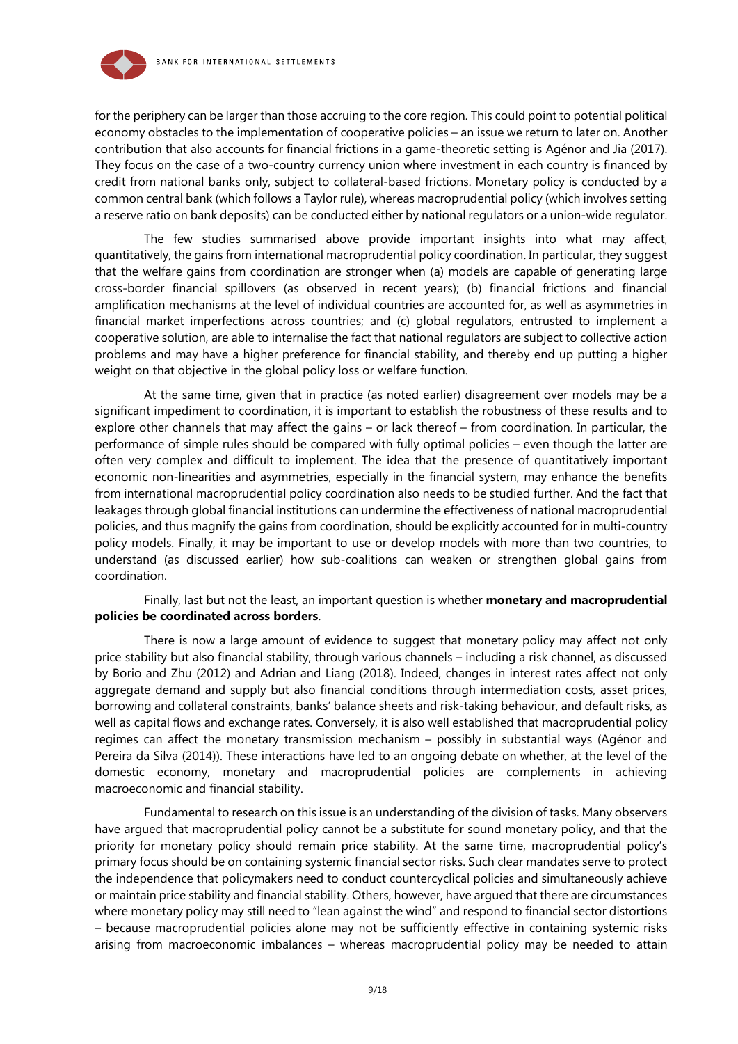for the periphery can be larger than those accruing to the core region. This could point to potential political economy obstacles to the implementation of cooperative policies – an issue we return to later on. Another contribution that also accounts for financial frictions in a game-theoretic setting is Agénor and Jia (2017). They focus on the case of a two-country currency union where investment in each country is financed by credit from national banks only, subject to collateral-based frictions. Monetary policy is conducted by a common central bank (which follows a Taylor rule), whereas macroprudential policy (which involves setting a reserve ratio on bank deposits) can be conducted either by national regulators or a union-wide regulator.

The few studies summarised above provide important insights into what may affect, quantitatively, the gains from international macroprudential policy coordination. In particular, they suggest that the welfare gains from coordination are stronger when (a) models are capable of generating large cross-border financial spillovers (as observed in recent years); (b) financial frictions and financial amplification mechanisms at the level of individual countries are accounted for, as well as asymmetries in financial market imperfections across countries; and (c) global regulators, entrusted to implement a cooperative solution, are able to internalise the fact that national regulators are subject to collective action problems and may have a higher preference for financial stability, and thereby end up putting a higher weight on that objective in the global policy loss or welfare function.

At the same time, given that in practice (as noted earlier) disagreement over models may be a significant impediment to coordination, it is important to establish the robustness of these results and to explore other channels that may affect the gains – or lack thereof – from coordination. In particular, the performance of simple rules should be compared with fully optimal policies – even though the latter are often very complex and difficult to implement. The idea that the presence of quantitatively important economic non-linearities and asymmetries, especially in the financial system, may enhance the benefits from international macroprudential policy coordination also needs to be studied further. And the fact that leakages through global financial institutions can undermine the effectiveness of national macroprudential policies, and thus magnify the gains from coordination, should be explicitly accounted for in multi-country policy models. Finally, it may be important to use or develop models with more than two countries, to understand (as discussed earlier) how sub-coalitions can weaken or strengthen global gains from coordination.

Finally, last but not the least, an important question is whether **monetary and macroprudential policies be coordinated across borders**.

There is now a large amount of evidence to suggest that monetary policy may affect not only price stability but also financial stability, through various channels – including a risk channel, as discussed by Borio and Zhu (2012) and Adrian and Liang (2018). Indeed, changes in interest rates affect not only aggregate demand and supply but also financial conditions through intermediation costs, asset prices, borrowing and collateral constraints, banks' balance sheets and risk-taking behaviour, and default risks, as well as capital flows and exchange rates. Conversely, it is also well established that macroprudential policy regimes can affect the monetary transmission mechanism – possibly in substantial ways (Agénor and Pereira da Silva (2014)). These interactions have led to an ongoing debate on whether, at the level of the domestic economy, monetary and macroprudential policies are complements in achieving macroeconomic and financial stability.

Fundamental to research on this issue is an understanding of the division of tasks. Many observers have argued that macroprudential policy cannot be a substitute for sound monetary policy, and that the priority for monetary policy should remain price stability. At the same time, macroprudential policy's primary focus should be on containing systemic financial sector risks. Such clear mandates serve to protect the independence that policymakers need to conduct countercyclical policies and simultaneously achieve or maintain price stability and financial stability. Others, however, have argued that there are circumstances where monetary policy may still need to "lean against the wind" and respond to financial sector distortions – because macroprudential policies alone may not be sufficiently effective in containing systemic risks arising from macroeconomic imbalances – whereas macroprudential policy may be needed to attain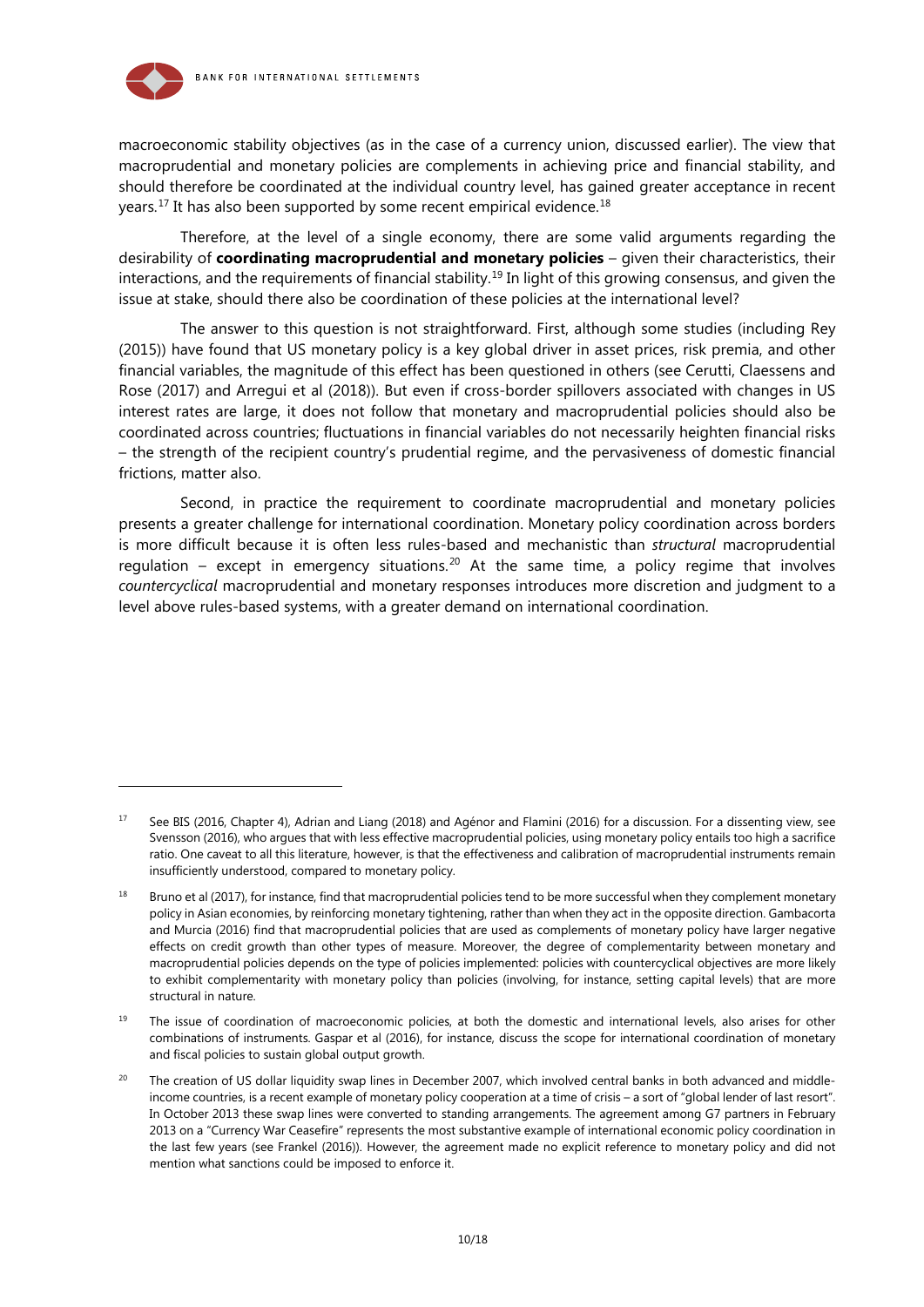macroeconomic stability objectives (as in the case of a currency union, discussed earlier). The view that macroprudential and monetary policies are complements in achieving price and financial stability, and should therefore be coordinated at the individual country level, has gained greater acceptance in recent years.[17] It has also been supported by some recent empirical evidence.[18]

Therefore, at the level of a single economy, there are some valid arguments regarding the desirability of **coordinating macroprudential and monetary policies** – given their characteristics, their interactions, and the requirements of financial stability.[19] In light of this growing consensus, and given the issue at stake, should there also be coordination of these policies at the international level?

The answer to this question is not straightforward. First, although some studies (including Rey (2015)) have found that US monetary policy is a key global driver in asset prices, risk premia, and other financial variables, the magnitude of this effect has been questioned in others (see Cerutti, Claessens and Rose (2017) and Arregui et al (2018)). But even if cross-border spillovers associated with changes in US interest rates are large, it does not follow that monetary and macroprudential policies should also be coordinated across countries; fluctuations in financial variables do not necessarily heighten financial risks – the strength of the recipient country's prudential regime, and the pervasiveness of domestic financial frictions, matter also.

Second, in practice the requirement to coordinate macroprudential and monetary policies presents a greater challenge for international coordination. Monetary policy coordination across borders is more difficult because it is often less rules-based and mechanistic than *structural* macroprudential regulation – except in emergency situations.[20] At the same time, a policy regime that involves *countercyclical* macroprudential and monetary responses introduces more discretion and judgment to a level above rules-based systems, with a greater demand on international coordination.

---

[17] See BIS (2016, Chapter 4), Adrian and Liang (2018) and Agénor and Flamini (2016) for a discussion. For a dissenting view, see Svensson (2016), who argues that with less effective macroprudential policies, using monetary policy entails too high a sacrifice ratio. One caveat to all this literature, however, is that the effectiveness and calibration of macroprudential instruments remain insufficiently understood, compared to monetary policy.

[18] Bruno et al (2017), for instance, find that macroprudential policies tend to be more successful when they complement monetary policy in Asian economies, by reinforcing monetary tightening, rather than when they act in the opposite direction. Gambacorta and Murcia (2016) find that macroprudential policies that are used as complements of monetary policy have larger negative effects on credit growth than other types of measure. Moreover, the degree of complementarity between monetary and macroprudential policies depends on the type of policies implemented: policies with countercyclical objectives are more likely to exhibit complementarity with monetary policy than policies (involving, for instance, setting capital levels) that are more structural in nature.

[19] The issue of coordination of macroeconomic policies, at both the domestic and international levels, also arises for other combinations of instruments. Gaspar et al (2016), for instance, discuss the scope for international coordination of monetary and fiscal policies to sustain global output growth.

[20] The creation of US dollar liquidity swap lines in December 2007, which involved central banks in both advanced and middle-income countries, is a recent example of monetary policy cooperation at a time of crisis – a sort of "global lender of last resort". In October 2013 these swap lines were converted to standing arrangements. The agreement among G7 partners in February 2013 on a "Currency War Ceasefire" represents the most substantive example of international economic policy coordination in the last few years (see Frankel (2016)). However, the agreement made no explicit reference to monetary policy and did not mention what sanctions could be imposed to enforce it.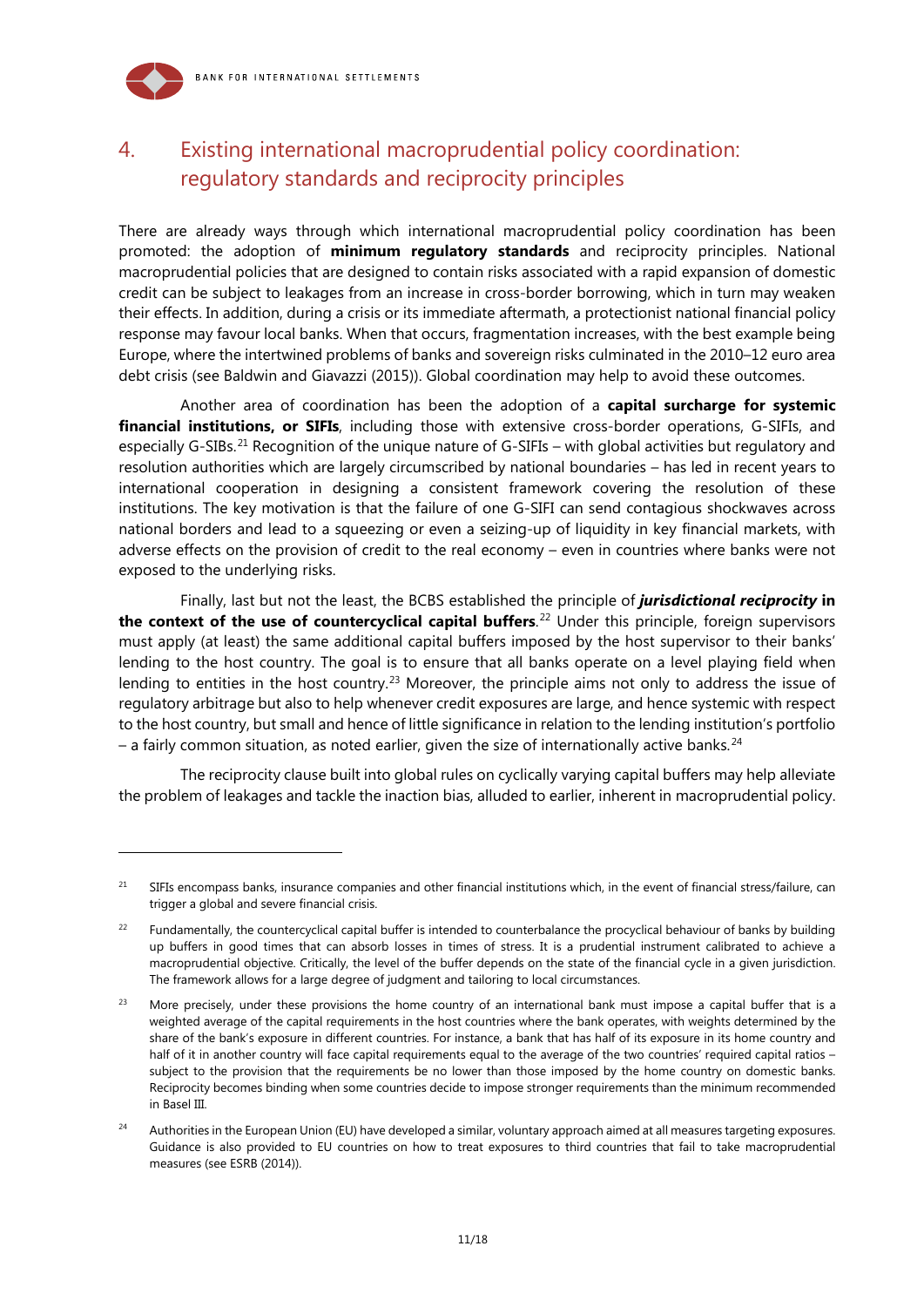## 4. Existing international macroprudential policy coordination: regulatory standards and reciprocity principles

There are already ways through which international macroprudential policy coordination has been promoted: the adoption of **minimum regulatory standards** and reciprocity principles. National macroprudential policies that are designed to contain risks associated with a rapid expansion of domestic credit can be subject to leakages from an increase in cross-border borrowing, which in turn may weaken their effects. In addition, during a crisis or its immediate aftermath, a protectionist national financial policy response may favour local banks. When that occurs, fragmentation increases, with the best example being Europe, where the intertwined problems of banks and sovereign risks culminated in the 2010–12 euro area debt crisis (see Baldwin and Giavazzi (2015)). Global coordination may help to avoid these outcomes.

Another area of coordination has been the adoption of a **capital surcharge for systemic financial institutions, or SIFIs**, including those with extensive cross-border operations, G-SIFIs, and especially G-SIBs.[21] Recognition of the unique nature of G-SIFIs – with global activities but regulatory and resolution authorities which are largely circumscribed by national boundaries – has led in recent years to international cooperation in designing a consistent framework covering the resolution of these institutions. The key motivation is that the failure of one G-SIFI can send contagious shockwaves across national borders and lead to a squeezing or even a seizing-up of liquidity in key financial markets, with adverse effects on the provision of credit to the real economy – even in countries where banks were not exposed to the underlying risks.

Finally, last but not the least, the BCBS established the principle of ***jurisdictional reciprocity* in the context of the use of countercyclical capital buffers**.[22] Under this principle, foreign supervisors must apply (at least) the same additional capital buffers imposed by the host supervisor to their banks' lending to the host country. The goal is to ensure that all banks operate on a level playing field when lending to entities in the host country.[23] Moreover, the principle aims not only to address the issue of regulatory arbitrage but also to help whenever credit exposures are large, and hence systemic with respect to the host country, but small and hence of little significance in relation to the lending institution's portfolio – a fairly common situation, as noted earlier, given the size of internationally active banks.[24]

The reciprocity clause built into global rules on cyclically varying capital buffers may help alleviate the problem of leakages and tackle the inaction bias, alluded to earlier, inherent in macroprudential policy.

---

[21] SIFIs encompass banks, insurance companies and other financial institutions which, in the event of financial stress/failure, can trigger a global and severe financial crisis.

[22] Fundamentally, the countercyclical capital buffer is intended to counterbalance the procyclical behaviour of banks by building up buffers in good times that can absorb losses in times of stress. It is a prudential instrument calibrated to achieve a macroprudential objective. Critically, the level of the buffer depends on the state of the financial cycle in a given jurisdiction. The framework allows for a large degree of judgment and tailoring to local circumstances.

[23] More precisely, under these provisions the home country of an international bank must impose a capital buffer that is a weighted average of the capital requirements in the host countries where the bank operates, with weights determined by the share of the bank's exposure in different countries. For instance, a bank that has half of its exposure in its home country and half of it in another country will face capital requirements equal to the average of the two countries' required capital ratios – subject to the provision that the requirements be no lower than those imposed by the home country on domestic banks. Reciprocity becomes binding when some countries decide to impose stronger requirements than the minimum recommended in Basel III.

[24] Authorities in the European Union (EU) have developed a similar, voluntary approach aimed at all measures targeting exposures. Guidance is also provided to EU countries on how to treat exposures to third countries that fail to take macroprudential measures (see ESRB (2014)).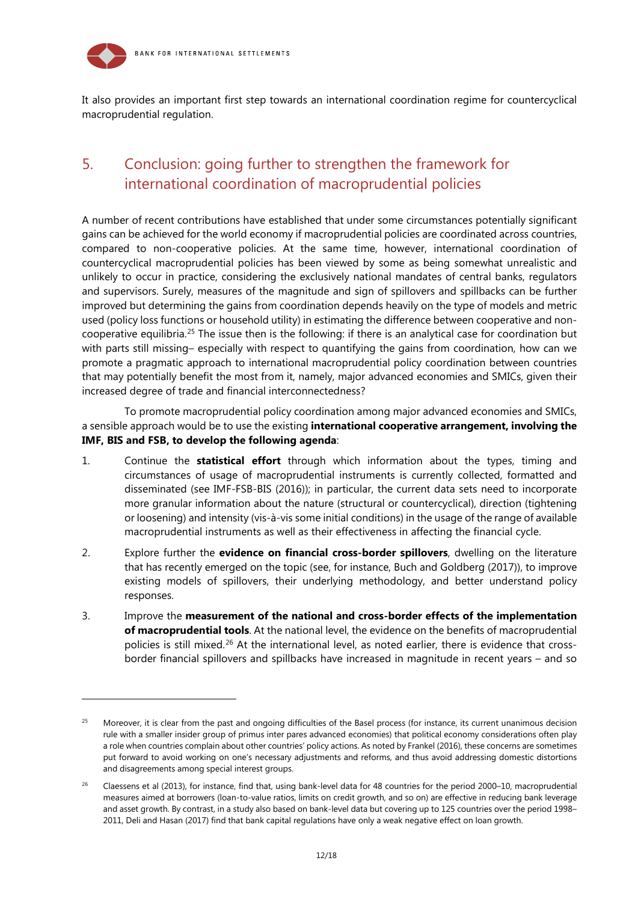It also provides an important first step towards an international coordination regime for countercyclical macroprudential regulation.

## 5. Conclusion: going further to strengthen the framework for international coordination of macroprudential policies

A number of recent contributions have established that under some circumstances potentially significant gains can be achieved for the world economy if macroprudential policies are coordinated across countries, compared to non-cooperative policies. At the same time, however, international coordination of countercyclical macroprudential policies has been viewed by some as being somewhat unrealistic and unlikely to occur in practice, considering the exclusively national mandates of central banks, regulators and supervisors. Surely, measures of the magnitude and sign of spillovers and spillbacks can be further improved but determining the gains from coordination depends heavily on the type of models and metric used (policy loss functions or household utility) in estimating the difference between cooperative and non-cooperative equilibria.[25] The issue then is the following: if there is an analytical case for coordination but with parts still missing– especially with respect to quantifying the gains from coordination, how can we promote a pragmatic approach to international macroprudential policy coordination between countries that may potentially benefit the most from it, namely, major advanced economies and SMICs, given their increased degree of trade and financial interconnectedness?

To promote macroprudential policy coordination among major advanced economies and SMICs, a sensible approach would be to use the existing **international cooperative arrangement, involving the IMF, BIS and FSB, to develop the following agenda**:

1. Continue the **statistical effort** through which information about the types, timing and circumstances of usage of macroprudential instruments is currently collected, formatted and disseminated (see IMF-FSB-BIS (2016)); in particular, the current data sets need to incorporate more granular information about the nature (structural or countercyclical), direction (tightening or loosening) and intensity (vis-à-vis some initial conditions) in the usage of the range of available macroprudential instruments as well as their effectiveness in affecting the financial cycle.

2. Explore further the **evidence on financial cross-border spillovers**, dwelling on the literature that has recently emerged on the topic (see, for instance, Buch and Goldberg (2017)), to improve existing models of spillovers, their underlying methodology, and better understand policy responses.

3. Improve the **measurement of the national and cross-border effects of the implementation of macroprudential tools**. At the national level, the evidence on the benefits of macroprudential policies is still mixed.[26] At the international level, as noted earlier, there is evidence that cross-border financial spillovers and spillbacks have increased in magnitude in recent years – and so

---

[25] Moreover, it is clear from the past and ongoing difficulties of the Basel process (for instance, its current unanimous decision rule with a smaller insider group of primus inter pares advanced economies) that political economy considerations often play a role when countries complain about other countries' policy actions. As noted by Frankel (2016), these concerns are sometimes put forward to avoid working on one's necessary adjustments and reforms, and thus avoid addressing domestic distortions and disagreements among special interest groups.

[26] Claessens et al (2013), for instance, find that, using bank-level data for 48 countries for the period 2000–10, macroprudential measures aimed at borrowers (loan-to-value ratios, limits on credit growth, and so on) are effective in reducing bank leverage and asset growth. By contrast, in a study also based on bank-level data but covering up to 125 countries over the period 1998–2011, Deli and Hasan (2017) find that bank capital regulations have only a weak negative effect on loan growth.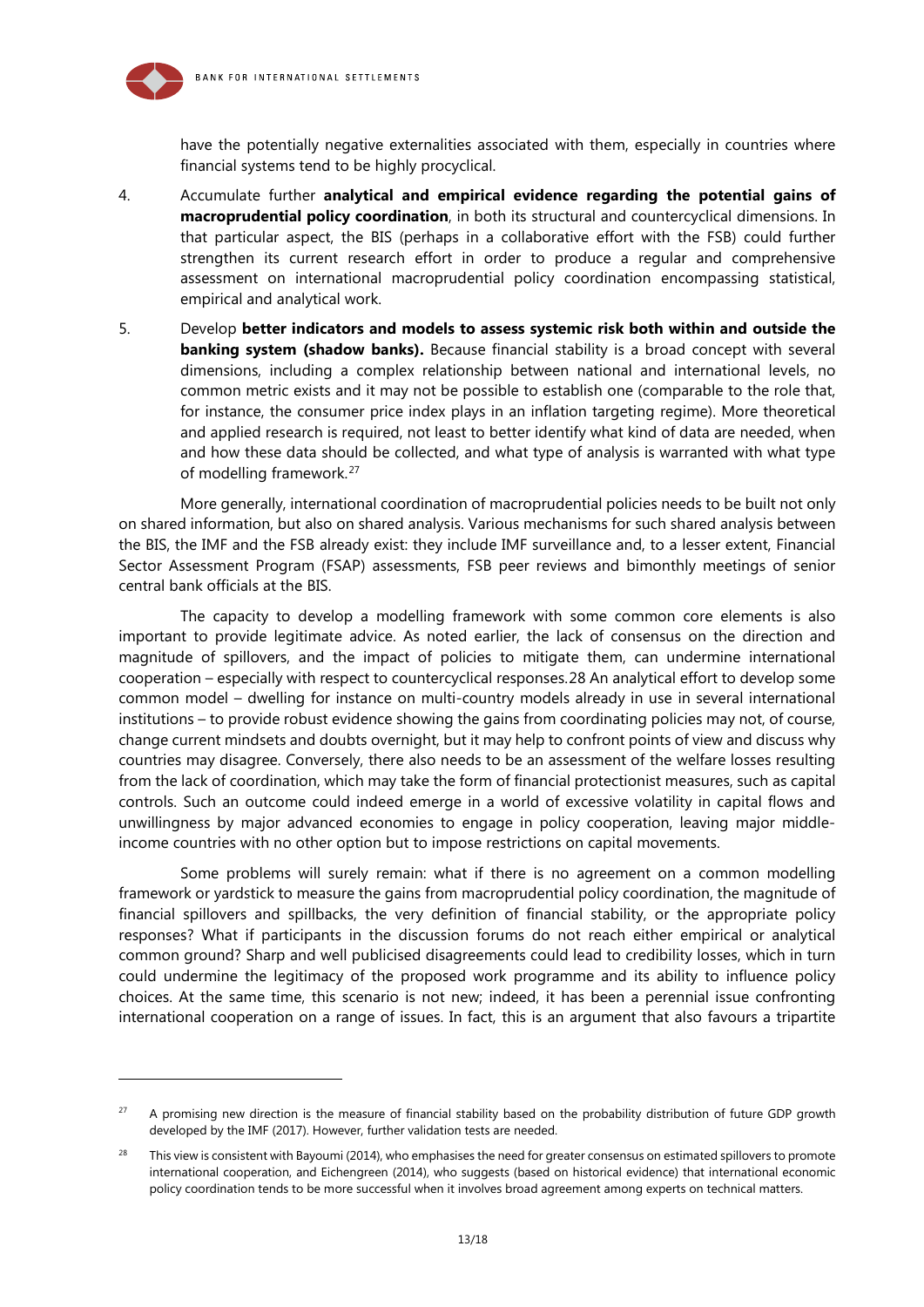have the potentially negative externalities associated with them, especially in countries where financial systems tend to be highly procyclical.

4. Accumulate further **analytical and empirical evidence regarding the potential gains of macroprudential policy coordination**, in both its structural and countercyclical dimensions. In that particular aspect, the BIS (perhaps in a collaborative effort with the FSB) could further strengthen its current research effort in order to produce a regular and comprehensive assessment on international macroprudential policy coordination encompassing statistical, empirical and analytical work.

5. Develop **better indicators and models to assess systemic risk both within and outside the banking system (shadow banks).** Because financial stability is a broad concept with several dimensions, including a complex relationship between national and international levels, no common metric exists and it may not be possible to establish one (comparable to the role that, for instance, the consumer price index plays in an inflation targeting regime). More theoretical and applied research is required, not least to better identify what kind of data are needed, when and how these data should be collected, and what type of analysis is warranted with what type of modelling framework.[27]

More generally, international coordination of macroprudential policies needs to be built not only on shared information, but also on shared analysis. Various mechanisms for such shared analysis between the BIS, the IMF and the FSB already exist: they include IMF surveillance and, to a lesser extent, Financial Sector Assessment Program (FSAP) assessments, FSB peer reviews and bimonthly meetings of senior central bank officials at the BIS.

The capacity to develop a modelling framework with some common core elements is also important to provide legitimate advice. As noted earlier, the lack of consensus on the direction and magnitude of spillovers, and the impact of policies to mitigate them, can undermine international cooperation – especially with respect to countercyclical responses.28 An analytical effort to develop some common model – dwelling for instance on multi-country models already in use in several international institutions – to provide robust evidence showing the gains from coordinating policies may not, of course, change current mindsets and doubts overnight, but it may help to confront points of view and discuss why countries may disagree. Conversely, there also needs to be an assessment of the welfare losses resulting from the lack of coordination, which may take the form of financial protectionist measures, such as capital controls. Such an outcome could indeed emerge in a world of excessive volatility in capital flows and unwillingness by major advanced economies to engage in policy cooperation, leaving major middle-income countries with no other option but to impose restrictions on capital movements.

Some problems will surely remain: what if there is no agreement on a common modelling framework or yardstick to measure the gains from macroprudential policy coordination, the magnitude of financial spillovers and spillbacks, the very definition of financial stability, or the appropriate policy responses? What if participants in the discussion forums do not reach either empirical or analytical common ground? Sharp and well publicised disagreements could lead to credibility losses, which in turn could undermine the legitimacy of the proposed work programme and its ability to influence policy choices. At the same time, this scenario is not new; indeed, it has been a perennial issue confronting international cooperation on a range of issues. In fact, this is an argument that also favours a tripartite

---

[27] A promising new direction is the measure of financial stability based on the probability distribution of future GDP growth developed by the IMF (2017). However, further validation tests are needed.

[28] This view is consistent with Bayoumi (2014), who emphasises the need for greater consensus on estimated spillovers to promote international cooperation, and Eichengreen (2014), who suggests (based on historical evidence) that international economic policy coordination tends to be more successful when it involves broad agreement among experts on technical matters.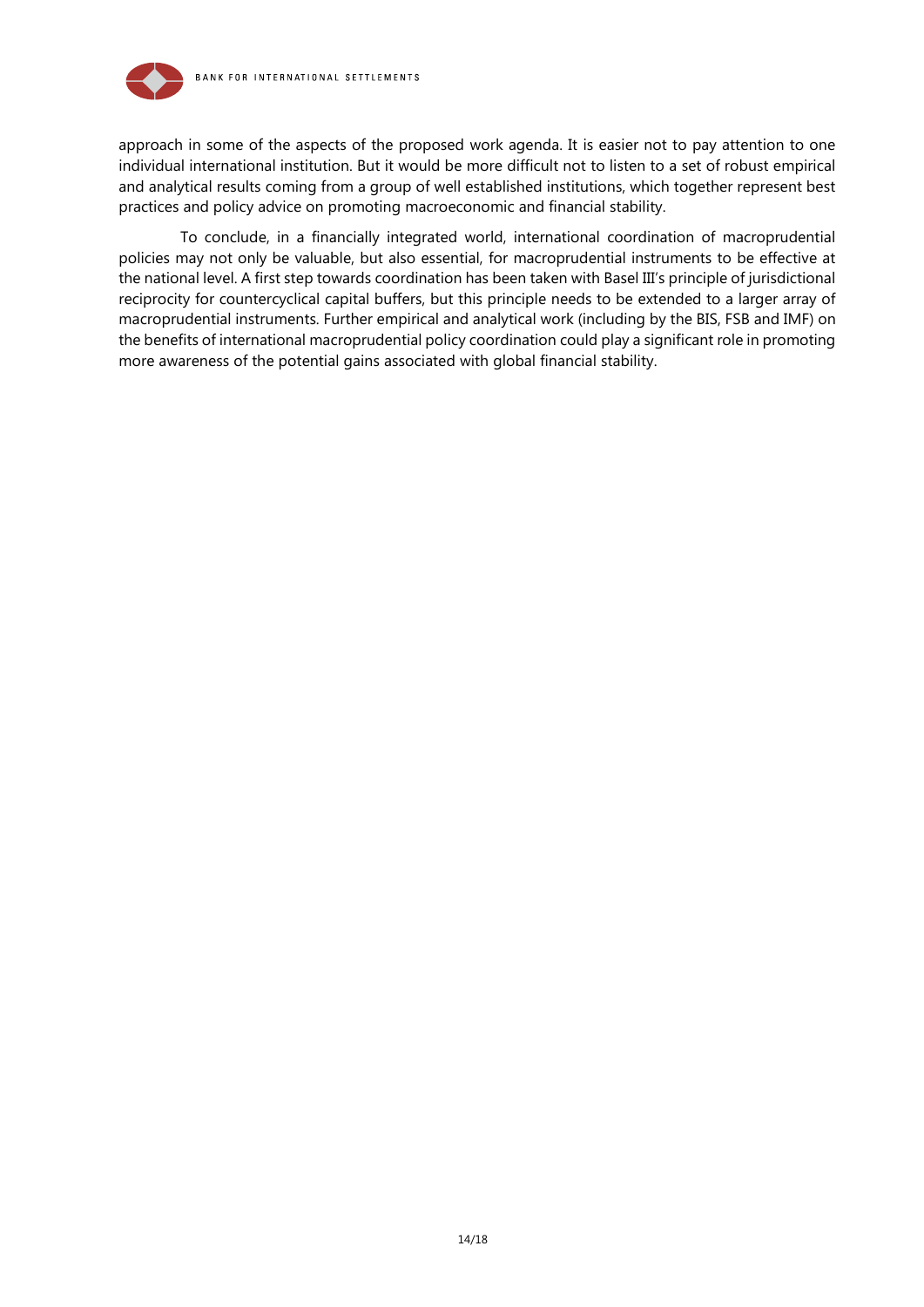approach in some of the aspects of the proposed work agenda. It is easier not to pay attention to one individual international institution. But it would be more difficult not to listen to a set of robust empirical and analytical results coming from a group of well established institutions, which together represent best practices and policy advice on promoting macroeconomic and financial stability.

To conclude, in a financially integrated world, international coordination of macroprudential policies may not only be valuable, but also essential, for macroprudential instruments to be effective at the national level. A first step towards coordination has been taken with Basel III's principle of jurisdictional reciprocity for countercyclical capital buffers, but this principle needs to be extended to a larger array of macroprudential instruments. Further empirical and analytical work (including by the BIS, FSB and IMF) on the benefits of international macroprudential policy coordination could play a significant role in promoting more awareness of the potential gains associated with global financial stability.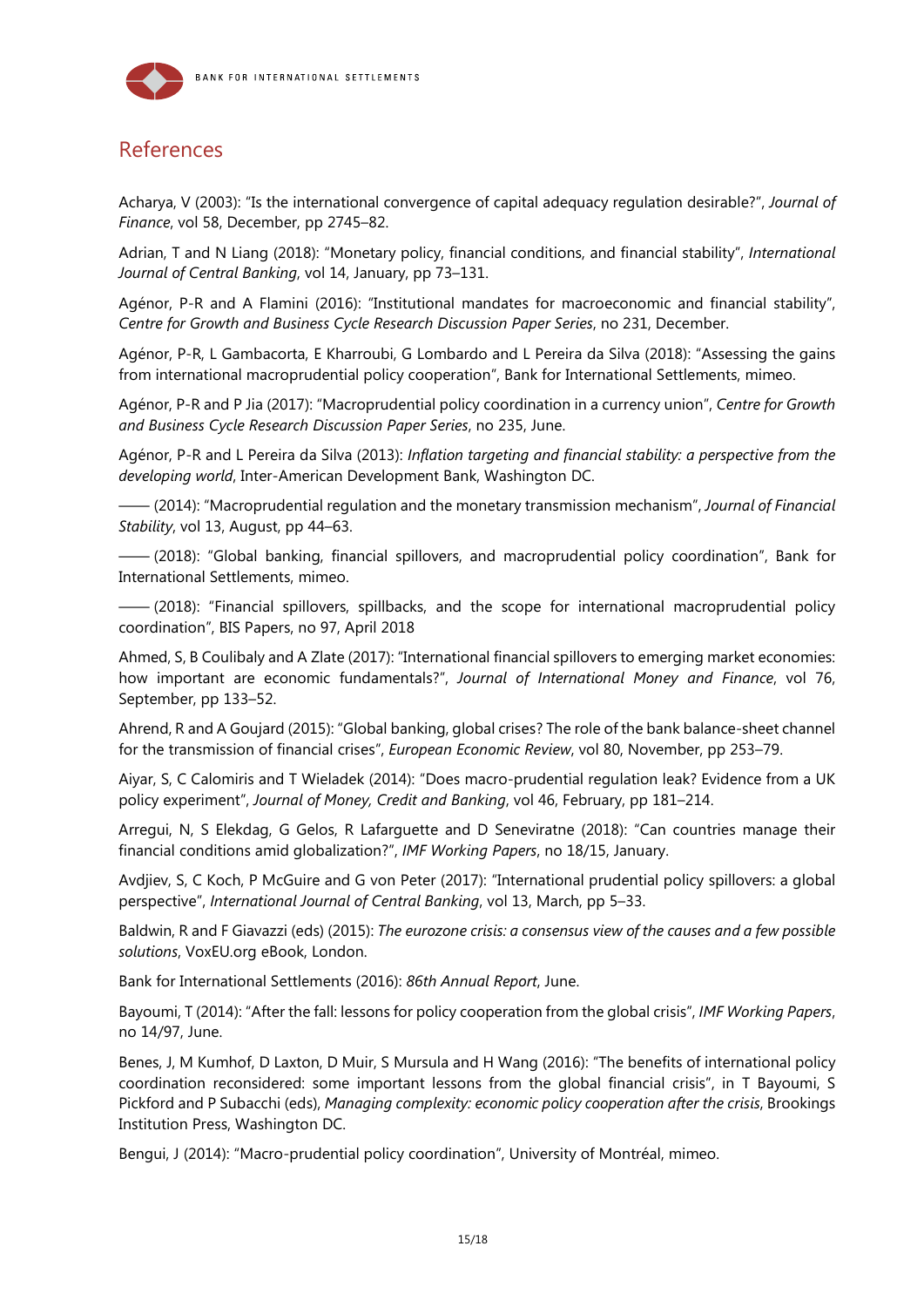## References

Acharya, V (2003): "Is the international convergence of capital adequacy regulation desirable?", *Journal of Finance*, vol 58, December, pp 2745–82.

Adrian, T and N Liang (2018): "Monetary policy, financial conditions, and financial stability", *International Journal of Central Banking*, vol 14, January, pp 73–131.

Agénor, P-R and A Flamini (2016): "Institutional mandates for macroeconomic and financial stability", *Centre for Growth and Business Cycle Research Discussion Paper Series*, no 231, December.

Agénor, P-R, L Gambacorta, E Kharroubi, G Lombardo and L Pereira da Silva (2018): "Assessing the gains from international macroprudential policy cooperation", Bank for International Settlements, mimeo.

Agénor, P-R and P Jia (2017): "Macroprudential policy coordination in a currency union", *Centre for Growth and Business Cycle Research Discussion Paper Series*, no 235, June.

Agénor, P-R and L Pereira da Silva (2013): *Inflation targeting and financial stability: a perspective from the developing world*, Inter-American Development Bank, Washington DC.

—— (2014): "Macroprudential regulation and the monetary transmission mechanism", *Journal of Financial Stability*, vol 13, August, pp 44–63.

—— (2018): "Global banking, financial spillovers, and macroprudential policy coordination", Bank for International Settlements, mimeo.

—— (2018): "Financial spillovers, spillbacks, and the scope for international macroprudential policy coordination", BIS Papers, no 97, April 2018

Ahmed, S, B Coulibaly and A Zlate (2017): "International financial spillovers to emerging market economies: how important are economic fundamentals?", *Journal of International Money and Finance*, vol 76, September, pp 133–52.

Ahrend, R and A Goujard (2015): "Global banking, global crises? The role of the bank balance-sheet channel for the transmission of financial crises", *European Economic Review*, vol 80, November, pp 253–79.

Aiyar, S, C Calomiris and T Wieladek (2014): "Does macro-prudential regulation leak? Evidence from a UK policy experiment", *Journal of Money, Credit and Banking*, vol 46, February, pp 181–214.

Arregui, N, S Elekdag, G Gelos, R Lafarguette and D Seneviratne (2018): "Can countries manage their financial conditions amid globalization?", *IMF Working Papers*, no 18/15, January.

Avdjiev, S, C Koch, P McGuire and G von Peter (2017): "International prudential policy spillovers: a global perspective", *International Journal of Central Banking*, vol 13, March, pp 5–33.

Baldwin, R and F Giavazzi (eds) (2015): *The eurozone crisis: a consensus view of the causes and a few possible solutions*, VoxEU.org eBook, London.

Bank for International Settlements (2016): *86th Annual Report*, June.

Bayoumi, T (2014): "After the fall: lessons for policy cooperation from the global crisis", *IMF Working Papers*, no 14/97, June.

Benes, J, M Kumhof, D Laxton, D Muir, S Mursula and H Wang (2016): "The benefits of international policy coordination reconsidered: some important lessons from the global financial crisis", in T Bayoumi, S Pickford and P Subacchi (eds), *Managing complexity: economic policy cooperation after the crisis*, Brookings Institution Press, Washington DC.

Bengui, J (2014): "Macro-prudential policy coordination", University of Montréal, mimeo.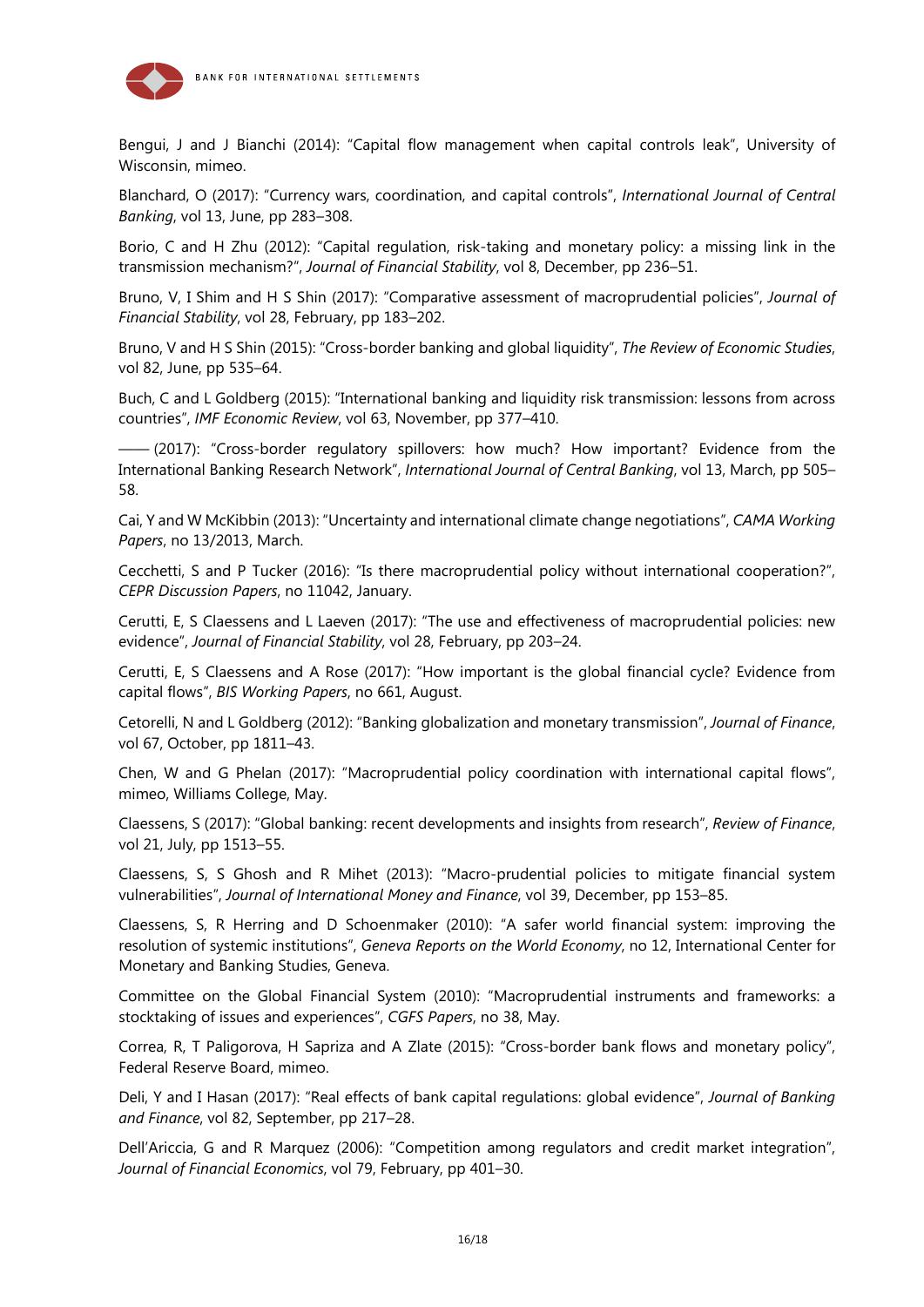Bengui, J and J Bianchi (2014): "Capital flow management when capital controls leak", University of Wisconsin, mimeo.

Blanchard, O (2017): "Currency wars, coordination, and capital controls", *International Journal of Central Banking*, vol 13, June, pp 283–308.

Borio, C and H Zhu (2012): "Capital regulation, risk-taking and monetary policy: a missing link in the transmission mechanism?", *Journal of Financial Stability*, vol 8, December, pp 236–51.

Bruno, V, I Shim and H S Shin (2017): "Comparative assessment of macroprudential policies", *Journal of Financial Stability*, vol 28, February, pp 183–202.

Bruno, V and H S Shin (2015): "Cross-border banking and global liquidity", *The Review of Economic Studies*, vol 82, June, pp 535–64.

Buch, C and L Goldberg (2015): "International banking and liquidity risk transmission: lessons from across countries", *IMF Economic Review*, vol 63, November, pp 377–410.

—— (2017): "Cross-border regulatory spillovers: how much? How important? Evidence from the International Banking Research Network", *International Journal of Central Banking*, vol 13, March, pp 505–58.

Cai, Y and W McKibbin (2013): "Uncertainty and international climate change negotiations", *CAMA Working Papers*, no 13/2013, March.

Cecchetti, S and P Tucker (2016): "Is there macroprudential policy without international cooperation?", *CEPR Discussion Papers*, no 11042, January.

Cerutti, E, S Claessens and L Laeven (2017): "The use and effectiveness of macroprudential policies: new evidence", *Journal of Financial Stability*, vol 28, February, pp 203–24.

Cerutti, E, S Claessens and A Rose (2017): "How important is the global financial cycle? Evidence from capital flows", *BIS Working Papers*, no 661, August.

Cetorelli, N and L Goldberg (2012): "Banking globalization and monetary transmission", *Journal of Finance*, vol 67, October, pp 1811–43.

Chen, W and G Phelan (2017): "Macroprudential policy coordination with international capital flows", mimeo, Williams College, May.

Claessens, S (2017): "Global banking: recent developments and insights from research", *Review of Finance*, vol 21, July, pp 1513–55.

Claessens, S, S Ghosh and R Mihet (2013): "Macro-prudential policies to mitigate financial system vulnerabilities", *Journal of International Money and Finance*, vol 39, December, pp 153–85.

Claessens, S, R Herring and D Schoenmaker (2010): "A safer world financial system: improving the resolution of systemic institutions", *Geneva Reports on the World Economy*, no 12, International Center for Monetary and Banking Studies, Geneva.

Committee on the Global Financial System (2010): "Macroprudential instruments and frameworks: a stocktaking of issues and experiences", *CGFS Papers*, no 38, May.

Correa, R, T Paligorova, H Sapriza and A Zlate (2015): "Cross-border bank flows and monetary policy", Federal Reserve Board, mimeo.

Deli, Y and I Hasan (2017): "Real effects of bank capital regulations: global evidence", *Journal of Banking and Finance*, vol 82, September, pp 217–28.

Dell'Ariccia, G and R Marquez (2006): "Competition among regulators and credit market integration", *Journal of Financial Economics*, vol 79, February, pp 401–30.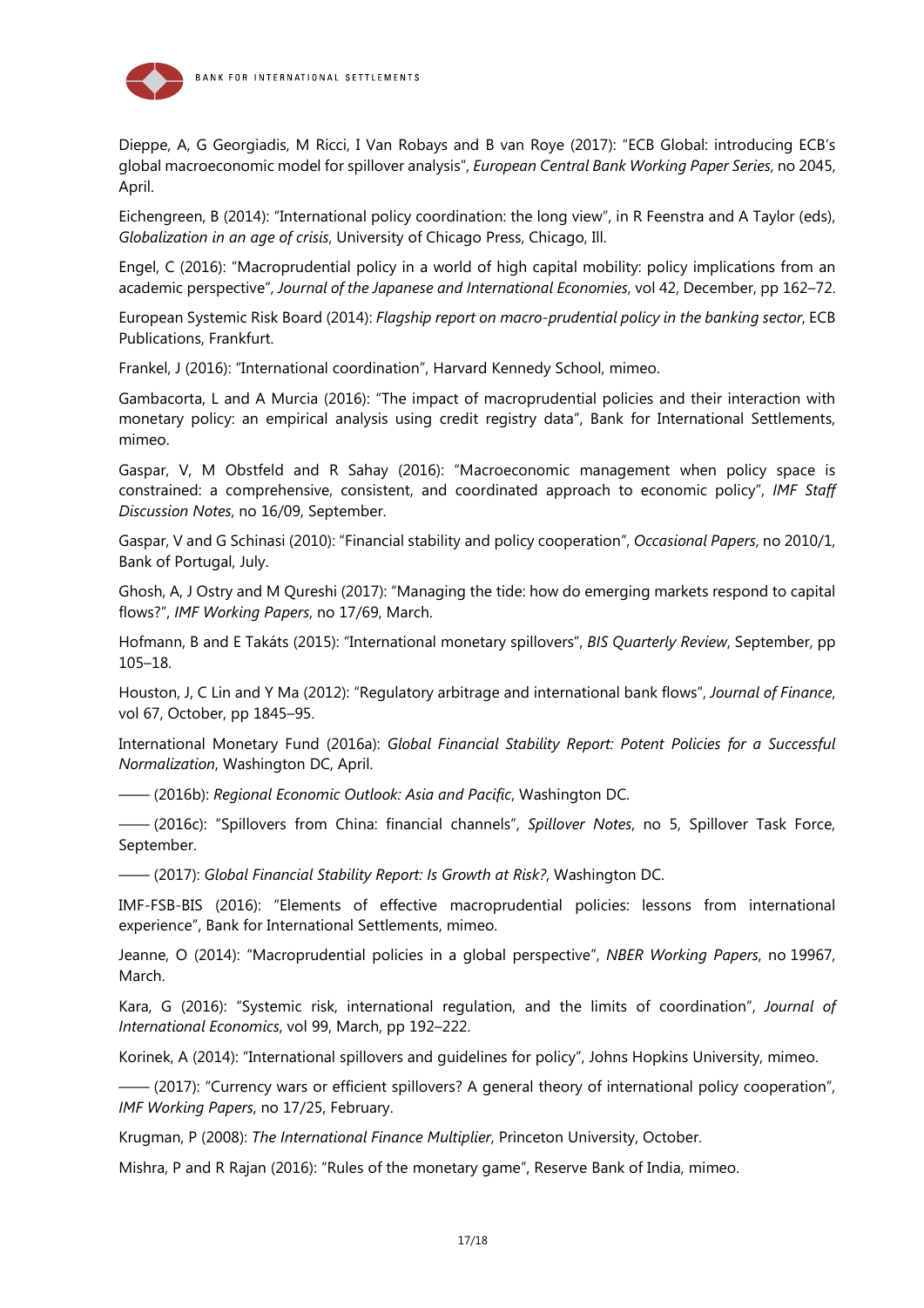Dieppe, A, G Georgiadis, M Ricci, I Van Robays and B van Roye (2017): "ECB Global: introducing ECB's global macroeconomic model for spillover analysis", *European Central Bank Working Paper Series*, no 2045, April.

Eichengreen, B (2014): "International policy coordination: the long view", in R Feenstra and A Taylor (eds), *Globalization in an age of crisis*, University of Chicago Press, Chicago, Ill.

Engel, C (2016): "Macroprudential policy in a world of high capital mobility: policy implications from an academic perspective", *Journal of the Japanese and International Economies*, vol 42, December, pp 162–72.

European Systemic Risk Board (2014): *Flagship report on macro-prudential policy in the banking sector*, ECB Publications, Frankfurt.

Frankel, J (2016): "International coordination", Harvard Kennedy School, mimeo.

Gambacorta, L and A Murcia (2016): "The impact of macroprudential policies and their interaction with monetary policy: an empirical analysis using credit registry data", Bank for International Settlements, mimeo.

Gaspar, V, M Obstfeld and R Sahay (2016): "Macroeconomic management when policy space is constrained: a comprehensive, consistent, and coordinated approach to economic policy", *IMF Staff Discussion Notes*, no 16/09, September.

Gaspar, V and G Schinasi (2010): "Financial stability and policy cooperation", *Occasional Papers*, no 2010/1, Bank of Portugal, July.

Ghosh, A, J Ostry and M Qureshi (2017): "Managing the tide: how do emerging markets respond to capital flows?", *IMF Working Papers*, no 17/69, March.

Hofmann, B and E Takáts (2015): "International monetary spillovers", *BIS Quarterly Review*, September, pp 105–18.

Houston, J, C Lin and Y Ma (2012): "Regulatory arbitrage and international bank flows", *Journal of Finance*, vol 67, October, pp 1845–95.

International Monetary Fund (2016a): *Global Financial Stability Report: Potent Policies for a Successful Normalization*, Washington DC, April.

—— (2016b): *Regional Economic Outlook: Asia and Pacific*, Washington DC.

—— (2016c): "Spillovers from China: financial channels", *Spillover Notes*, no 5, Spillover Task Force, September.

—— (2017): *Global Financial Stability Report: Is Growth at Risk?*, Washington DC.

IMF-FSB-BIS (2016): "Elements of effective macroprudential policies: lessons from international experience", Bank for International Settlements, mimeo.

Jeanne, O (2014): "Macroprudential policies in a global perspective", *NBER Working Papers*, no 19967, March.

Kara, G (2016): "Systemic risk, international regulation, and the limits of coordination", *Journal of International Economics*, vol 99, March, pp 192–222.

Korinek, A (2014): "International spillovers and guidelines for policy", Johns Hopkins University, mimeo.

—— (2017): "Currency wars or efficient spillovers? A general theory of international policy cooperation", *IMF Working Papers*, no 17/25, February.

Krugman, P (2008): *The International Finance Multiplier*, Princeton University, October.

Mishra, P and R Rajan (2016): "Rules of the monetary game", Reserve Bank of India, mimeo.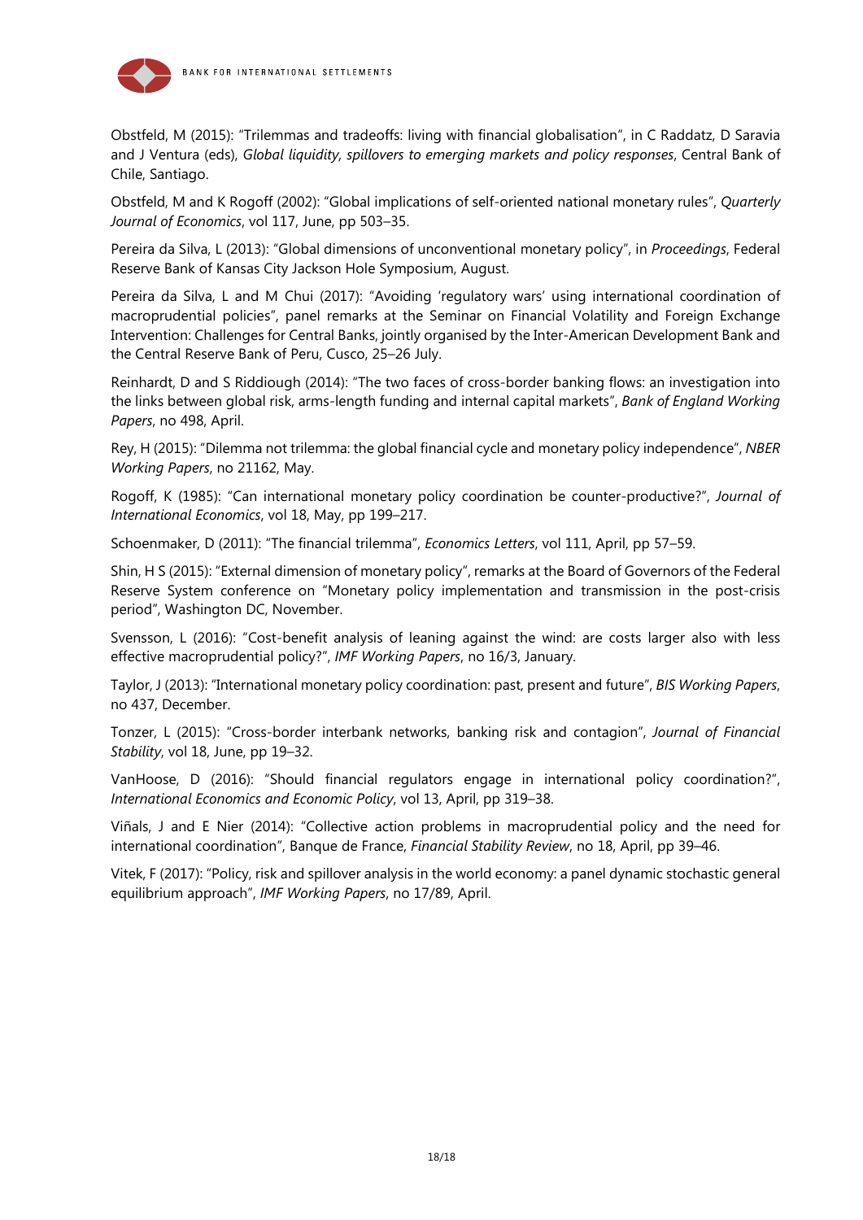Obstfeld, M (2015): "Trilemmas and tradeoffs: living with financial globalisation", in C Raddatz, D Saravia and J Ventura (eds), *Global liquidity, spillovers to emerging markets and policy responses*, Central Bank of Chile, Santiago.

Obstfeld, M and K Rogoff (2002): "Global implications of self-oriented national monetary rules", *Quarterly Journal of Economics*, vol 117, June, pp 503–35.

Pereira da Silva, L (2013): "Global dimensions of unconventional monetary policy", in *Proceedings*, Federal Reserve Bank of Kansas City Jackson Hole Symposium, August.

Pereira da Silva, L and M Chui (2017): "Avoiding 'regulatory wars' using international coordination of macroprudential policies", panel remarks at the Seminar on Financial Volatility and Foreign Exchange Intervention: Challenges for Central Banks, jointly organised by the Inter-American Development Bank and the Central Reserve Bank of Peru, Cusco, 25–26 July.

Reinhardt, D and S Riddiough (2014): "The two faces of cross-border banking flows: an investigation into the links between global risk, arms-length funding and internal capital markets", *Bank of England Working Papers*, no 498, April.

Rey, H (2015): "Dilemma not trilemma: the global financial cycle and monetary policy independence", *NBER Working Papers*, no 21162, May.

Rogoff, K (1985): "Can international monetary policy coordination be counter-productive?", *Journal of International Economics*, vol 18, May, pp 199–217.

Schoenmaker, D (2011): "The financial trilemma", *Economics Letters*, vol 111, April, pp 57–59.

Shin, H S (2015): "External dimension of monetary policy", remarks at the Board of Governors of the Federal Reserve System conference on "Monetary policy implementation and transmission in the post-crisis period", Washington DC, November.

Svensson, L (2016): "Cost-benefit analysis of leaning against the wind: are costs larger also with less effective macroprudential policy?", *IMF Working Papers*, no 16/3, January.

Taylor, J (2013): "International monetary policy coordination: past, present and future", *BIS Working Papers*, no 437, December.

Tonzer, L (2015): "Cross-border interbank networks, banking risk and contagion", *Journal of Financial Stability*, vol 18, June, pp 19–32.

VanHoose, D (2016): "Should financial regulators engage in international policy coordination?", *International Economics and Economic Policy*, vol 13, April, pp 319–38.

Viñals, J and E Nier (2014): "Collective action problems in macroprudential policy and the need for international coordination", Banque de France, *Financial Stability Review*, no 18, April, pp 39–46.

Vitek, F (2017): "Policy, risk and spillover analysis in the world economy: a panel dynamic stochastic general equilibrium approach", *IMF Working Papers*, no 17/89, April.